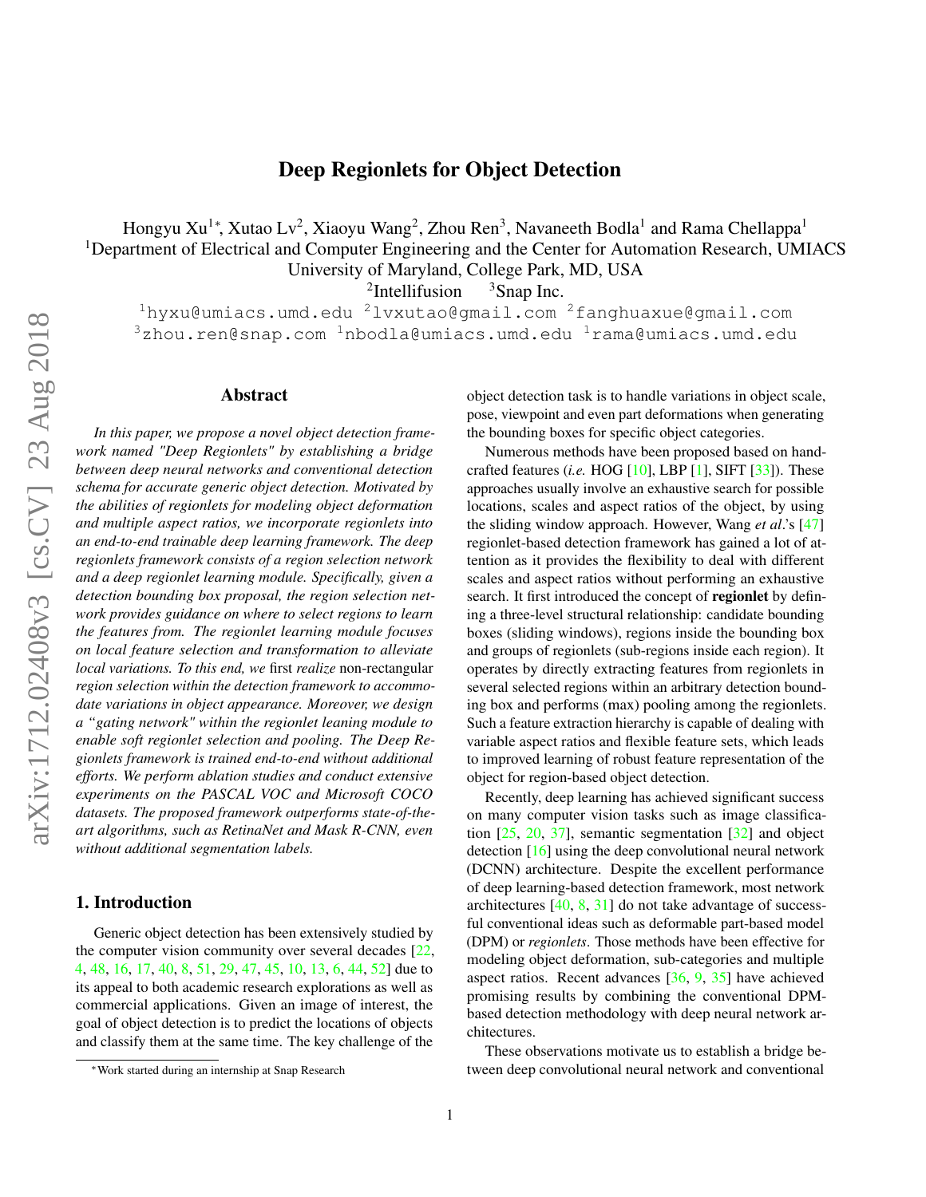# Deep Regionlets for Object Detection

Hongyu Xu[1]*, Xutao Lv[2], Xiaoyu Wang[2], Zhou Ren[3], Navaneeth Bodla[1] and Rama Chellappa[1]

[1]Department of Electrical and Computer Engineering and the Center for Automation Research, UMIACS University of Maryland, College Park, MD, USA

[2]Intellifusion [3]Snap Inc.

[1]hyxu@umiacs.umd.edu [2]lvxutao@gmail.com [2]fanghuaxue@gmail.com [3]zhou.ren@snap.com [1]nbodla@umiacs.umd.edu [1]rama@umiacs.umd.edu

## Abstract

*In this paper, we propose a novel object detection framework named "Deep Regionlets" by establishing a bridge between deep neural networks and conventional detection schema for accurate generic object detection. Motivated by the abilities of regionlets for modeling object deformation and multiple aspect ratios, we incorporate regionlets into an end-to-end trainable deep learning framework. The deep regionlets framework consists of a region selection network and a deep regionlet learning module. Specifically, given a detection bounding box proposal, the region selection network provides guidance on where to select regions to learn the features from. The regionlet learning module focuses on local feature selection and transformation to alleviate local variations. To this end, we* first *realize* non-rectangular *region selection within the detection framework to accommodate variations in object appearance. Moreover, we design a "gating network" within the regionlet leaning module to enable soft regionlet selection and pooling. The Deep Regionlets framework is trained end-to-end without additional efforts. We perform ablation studies and conduct extensive experiments on the PASCAL VOC and Microsoft COCO datasets. The proposed framework outperforms state-of-the-art algorithms, such as RetinaNet and Mask R-CNN, even without additional segmentation labels.*

## 1. Introduction

Generic object detection has been extensively studied by the computer vision community over several decades [22, 4, 48, 16, 17, 40, 8, 51, 29, 47, 45, 10, 13, 6, 44, 52] due to its appeal to both academic research explorations as well as commercial applications. Given an image of interest, the goal of object detection is to predict the locations of objects and classify them at the same time. The key challenge of the object detection task is to handle variations in object scale, pose, viewpoint and even part deformations when generating the bounding boxes for specific object categories.

Numerous methods have been proposed based on handcrafted features (*i.e.* HOG [10], LBP [1], SIFT [33]). These approaches usually involve an exhaustive search for possible locations, scales and aspect ratios of the object, by using the sliding window approach. However, Wang *et al*.'s [47] regionlet-based detection framework has gained a lot of attention as it provides the flexibility to deal with different scales and aspect ratios without performing an exhaustive search. It first introduced the concept of **regionlet** by defining a three-level structural relationship: candidate bounding boxes (sliding windows), regions inside the bounding box and groups of regionlets (sub-regions inside each region). It operates by directly extracting features from regionlets in several selected regions within an arbitrary detection bounding box and performs (max) pooling among the regionlets. Such a feature extraction hierarchy is capable of dealing with variable aspect ratios and flexible feature sets, which leads to improved learning of robust feature representation of the object for region-based object detection.

Recently, deep learning has achieved significant success on many computer vision tasks such as image classification [25, 20, 37], semantic segmentation [32] and object detection [16] using the deep convolutional neural network (DCNN) architecture. Despite the excellent performance of deep learning-based detection framework, most network architectures [40, 8, 31] do not take advantage of successful conventional ideas such as deformable part-based model (DPM) or *regionlets*. Those methods have been effective for modeling object deformation, sub-categories and multiple aspect ratios. Recent advances [36, 9, 35] have achieved promising results by combining the conventional DPM-based detection methodology with deep neural network architectures.

These observations motivate us to establish a bridge between deep convolutional neural network and conventional

*Work started during an internship at Snap Research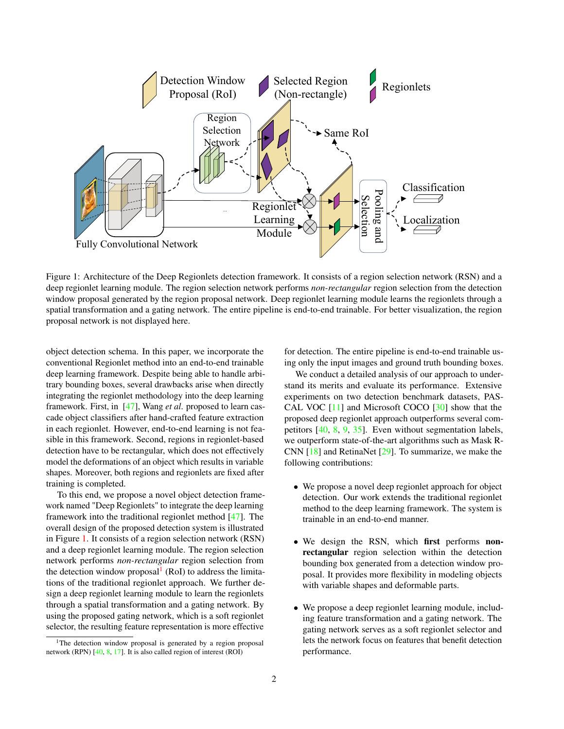Detection Window Proposal (RoI)

Selected Region (Non-rectangle)

Regionlets

Region Selection Network

Same RoI

Classification

Localization

Pooling and Selection

Regionlet Learning Module

Fully Convolutional Network

Figure 1: Architecture of the Deep Regionlets detection framework. It consists of a region selection network (RSN) and a deep regionlet learning module. The region selection network performs *non-rectangular* region selection from the detection window proposal generated by the region proposal network. Deep regionlet learning module learns the regionlets through a spatial transformation and a gating network. The entire pipeline is end-to-end trainable. For better visualization, the region proposal network is not displayed here.

object detection schema. In this paper, we incorporate the conventional Regionlet method into an end-to-end trainable deep learning framework. Despite being able to handle arbitrary bounding boxes, several drawbacks arise when directly integrating the regionlet methodology into the deep learning framework. First, in [47], Wang *et al*. proposed to learn cascade object classifiers after hand-crafted feature extraction in each regionlet. However, end-to-end learning is not feasible in this framework. Second, regions in regionlet-based detection have to be rectangular, which does not effectively model the deformations of an object which results in variable shapes. Moreover, both regions and regionlets are fixed after training is completed.

To this end, we propose a novel object detection framework named "Deep Regionlets" to integrate the deep learning framework into the traditional regionlet method [47]. The overall design of the proposed detection system is illustrated in Figure 1. It consists of a region selection network (RSN) and a deep regionlet learning module. The region selection network performs *non-rectangular* region selection from the detection window proposal[1] (RoI) to address the limitations of the traditional regionlet approach. We further design a deep regionlet learning module to learn the regionlets through a spatial transformation and a gating network. By using the proposed gating network, which is a soft regionlet selector, the resulting feature representation is more effective for detection. The entire pipeline is end-to-end trainable using only the input images and ground truth bounding boxes.

We conduct a detailed analysis of our approach to understand its merits and evaluate its performance. Extensive experiments on two detection benchmark datasets, PASCAL VOC [11] and Microsoft COCO [30] show that the proposed deep regionlet approach outperforms several competitors [40, 8, 9, 35]. Even without segmentation labels, we outperform state-of-the-art algorithms such as Mask R-CNN [18] and RetinaNet [29]. To summarize, we make the following contributions:

- We propose a novel deep regionlet approach for object detection. Our work extends the traditional regionlet method to the deep learning framework. The system is trainable in an end-to-end manner.
- We design the RSN, which **first** performs **non-rectangular** region selection within the detection bounding box generated from a detection window proposal. It provides more flexibility in modeling objects with variable shapes and deformable parts.
- We propose a deep regionlet learning module, including feature transformation and a gating network. The gating network serves as a soft regionlet selector and lets the network focus on features that benefit detection performance.

[1] The detection window proposal is generated by a region proposal network (RPN) [40, 8, 17]. It is also called region of interest (ROI)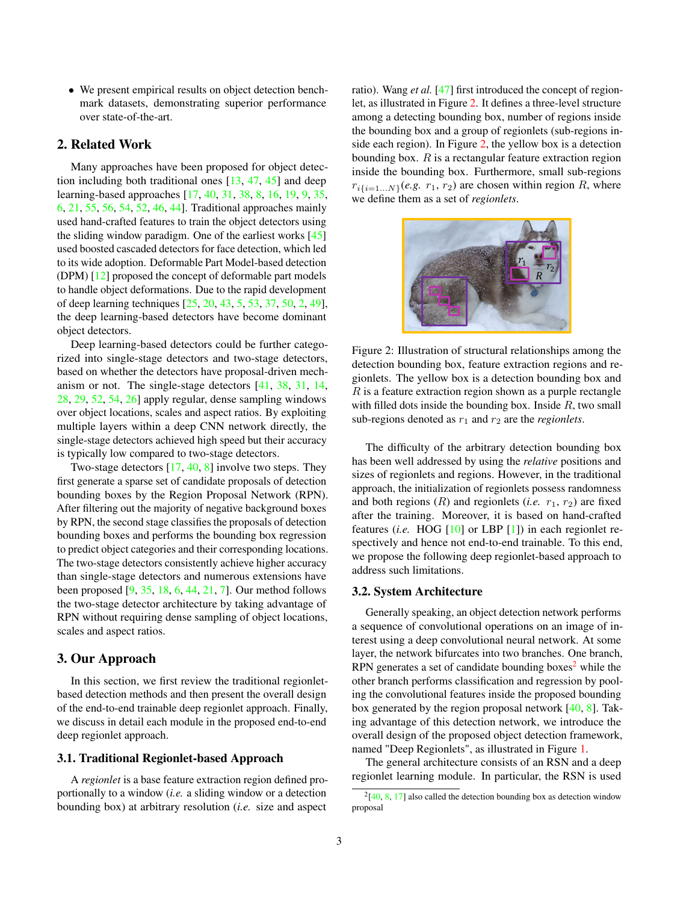- We present empirical results on object detection benchmark datasets, demonstrating superior performance over state-of-the-art.

## 2. Related Work

Many approaches have been proposed for object detection including both traditional ones [13, 47, 45] and deep learning-based approaches [17, 40, 31, 38, 8, 16, 19, 9, 35, 6, 21, 55, 56, 54, 52, 46, 44]. Traditional approaches mainly used hand-crafted features to train the object detectors using the sliding window paradigm. One of the earliest works [45] used boosted cascaded detectors for face detection, which led to its wide adoption. Deformable Part Model-based detection (DPM) [12] proposed the concept of deformable part models to handle object deformations. Due to the rapid development of deep learning techniques [25, 20, 43, 5, 53, 37, 50, 2, 49], the deep learning-based detectors have become dominant object detectors.

Deep learning-based detectors could be further categorized into single-stage detectors and two-stage detectors, based on whether the detectors have proposal-driven mechanism or not. The single-stage detectors [41, 38, 31, 14, 28, 29, 52, 54, 26] apply regular, dense sampling windows over object locations, scales and aspect ratios. By exploiting multiple layers within a deep CNN network directly, the single-stage detectors achieved high speed but their accuracy is typically low compared to two-stage detectors.

Two-stage detectors [17, 40, 8] involve two steps. They first generate a sparse set of candidate proposals of detection bounding boxes by the Region Proposal Network (RPN). After filtering out the majority of negative background boxes by RPN, the second stage classifies the proposals of detection bounding boxes and performs the bounding box regression to predict object categories and their corresponding locations. The two-stage detectors consistently achieve higher accuracy than single-stage detectors and numerous extensions have been proposed [9, 35, 18, 6, 44, 21, 7]. Our method follows the two-stage detector architecture by taking advantage of RPN without requiring dense sampling of object locations, scales and aspect ratios.

## 3. Our Approach

In this section, we first review the traditional regionlet-based detection methods and then present the overall design of the end-to-end trainable deep regionlet approach. Finally, we discuss in detail each module in the proposed end-to-end deep regionlet approach.

### 3.1. Traditional Regionlet-based Approach

A *regionlet* is a base feature extraction region defined proportionally to a window (*i.e.* a sliding window or a detection bounding box) at arbitrary resolution (*i.e.* size and aspect ratio). Wang *et al.* [47] first introduced the concept of regionlet, as illustrated in Figure 2. It defines a three-level structure among a detecting bounding box, number of regions inside the bounding box and a group of regionlets (sub-regions inside each region). In Figure 2, the yellow box is a detection bounding box. $R$ is a rectangular feature extraction region inside the bounding box. Furthermore, small sub-regions $r_{i\{i=1...N\}}$(*e.g.* $r_1$, $r_2$) are chosen within region $R$, where we define them as a set of *regionlets*.

Figure 2: Illustration of structural relationships among the detection bounding box, feature extraction regions and regionlets. The yellow box is a detection bounding box and $R$ is a feature extraction region shown as a purple rectangle with filled dots inside the bounding box. Inside $R$, two small sub-regions denoted as $r_1$ and $r_2$ are the *regionlets*.

The difficulty of the arbitrary detection bounding box has been well addressed by using the *relative* positions and sizes of regionlets and regions. However, in the traditional approach, the initialization of regionlets possess randomness and both regions ($R$) and regionlets (*i.e.* $r_1$, $r_2$) are fixed after the training. Moreover, it is based on hand-crafted features (*i.e.* HOG [10] or LBP [1]) in each regionlet respectively and hence not end-to-end trainable. To this end, we propose the following deep regionlet-based approach to address such limitations.

### 3.2. System Architecture

Generally speaking, an object detection network performs a sequence of convolutional operations on an image of interest using a deep convolutional neural network. At some layer, the network bifurcates into two branches. One branch, RPN generates a set of candidate bounding boxes[2] while the other branch performs classification and regression by pooling the convolutional features inside the proposed bounding box generated by the region proposal network [40, 8]. Taking advantage of this detection network, we introduce the overall design of the proposed object detection framework, named "Deep Regionlets", as illustrated in Figure 1.

The general architecture consists of an RSN and a deep regionlet learning module. In particular, the RSN is used

[2] [40, 8, 17] also called the detection bounding box as detection window proposal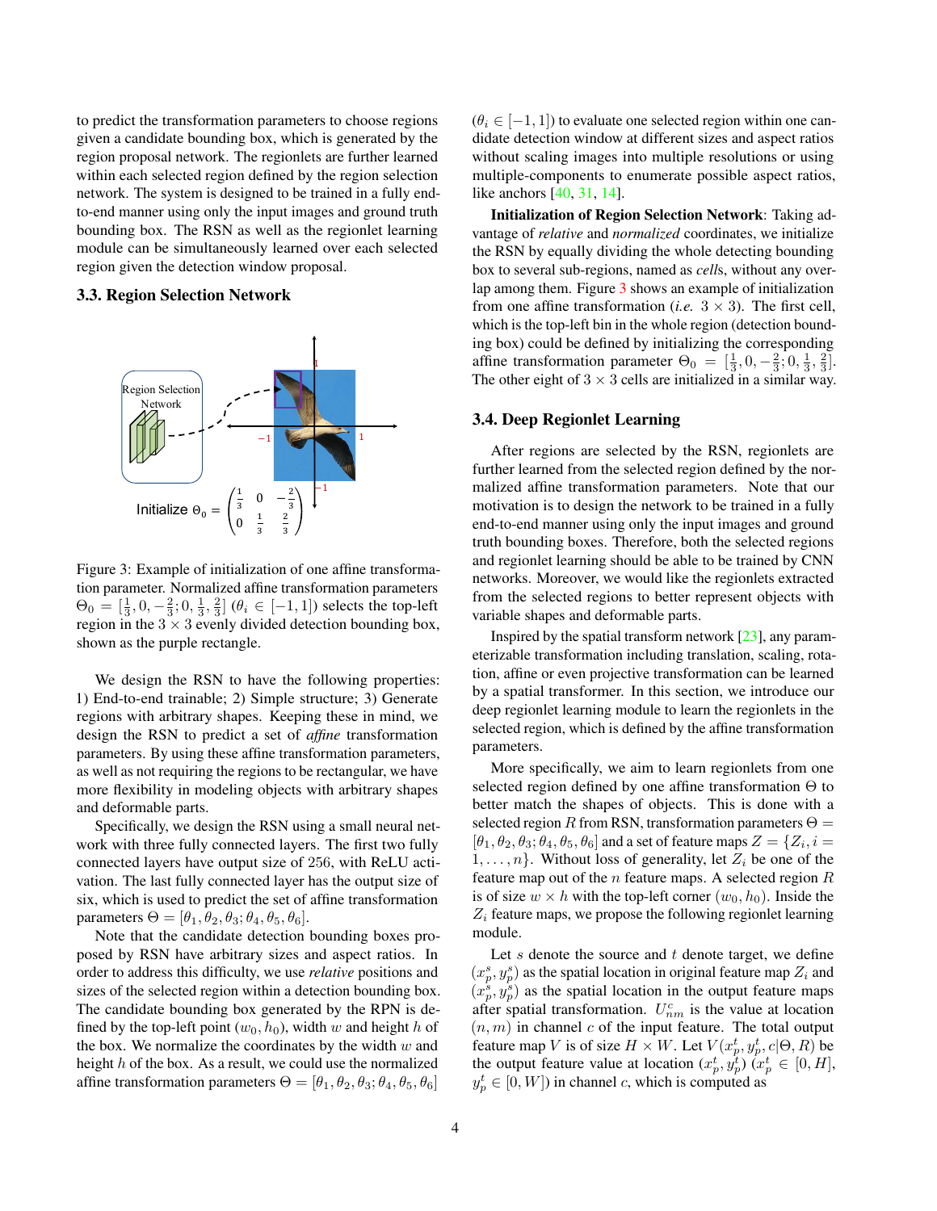to predict the transformation parameters to choose regions given a candidate bounding box, which is generated by the region proposal network. The regionlets are further learned within each selected region defined by the region selection network. The system is designed to be trained in a fully end-to-end manner using only the input images and ground truth bounding box. The RSN as well as the regionlet learning module can be simultaneously learned over each selected region given the detection window proposal.

### 3.3. Region Selection Network

Region Selection Network

Initialize $\Theta_0 = \begin{pmatrix} \frac{1}{3} & 0 & -\frac{2}{3} \\ 0 & \frac{1}{3} & \frac{2}{3} \end{pmatrix}$

Figure 3: Example of initialization of one affine transformation parameter. Normalized affine transformation parameters $\Theta_0 = [\frac{1}{3}, 0, -\frac{2}{3}; 0, \frac{1}{3}, \frac{2}{3}]$ ($\theta_i \in [-1, 1]$) selects the top-left region in the $3 \times 3$ evenly divided detection bounding box, shown as the purple rectangle.

We design the RSN to have the following properties: 1) End-to-end trainable; 2) Simple structure; 3) Generate regions with arbitrary shapes. Keeping these in mind, we design the RSN to predict a set of *affine* transformation parameters. By using these affine transformation parameters, as well as not requiring the regions to be rectangular, we have more flexibility in modeling objects with arbitrary shapes and deformable parts.

Specifically, we design the RSN using a small neural network with three fully connected layers. The first two fully connected layers have output size of 256, with ReLU activation. The last fully connected layer has the output size of six, which is used to predict the set of affine transformation parameters $\Theta = [\theta_1, \theta_2, \theta_3; \theta_4, \theta_5, \theta_6]$.

Note that the candidate detection bounding boxes proposed by RSN have arbitrary sizes and aspect ratios. In order to address this difficulty, we use *relative* positions and sizes of the selected region within a detection bounding box. The candidate bounding box generated by the RPN is defined by the top-left point $(w_0, h_0)$, width $w$ and height $h$ of the box. We normalize the coordinates by the width $w$ and height $h$ of the box. As a result, we could use the normalized affine transformation parameters $\Theta = [\theta_1, \theta_2, \theta_3; \theta_4, \theta_5, \theta_6]$ ($\theta_i \in [-1, 1]$) to evaluate one selected region within one candidate detection window at different sizes and aspect ratios without scaling images into multiple resolutions or using multiple-components to enumerate possible aspect ratios, like anchors [40, 31, 14].

**Initialization of Region Selection Network**: Taking advantage of *relative* and *normalized* coordinates, we initialize the RSN by equally dividing the whole detecting bounding box to several sub-regions, named as *cell*s, without any overlap among them. Figure 3 shows an example of initialization from one affine transformation (*i.e.* $3 \times 3$). The first cell, which is the top-left bin in the whole region (detection bounding box) could be defined by initializing the corresponding affine transformation parameter $\Theta_0 = [\frac{1}{3}, 0, -\frac{2}{3}; 0, \frac{1}{3}, \frac{2}{3}]$. The other eight of $3 \times 3$ cells are initialized in a similar way.

### 3.4. Deep Regionlet Learning

After regions are selected by the RSN, regionlets are further learned from the selected region defined by the normalized affine transformation parameters. Note that our motivation is to design the network to be trained in a fully end-to-end manner using only the input images and ground truth bounding boxes. Therefore, both the selected regions and regionlet learning should be able to be trained by CNN networks. Moreover, we would like the regionlets extracted from the selected regions to better represent objects with variable shapes and deformable parts.

Inspired by the spatial transform network [23], any parameterizable transformation including translation, scaling, rotation, affine or even projective transformation can be learned by a spatial transformer. In this section, we introduce our deep regionlet learning module to learn the regionlets in the selected region, which is defined by the affine transformation parameters.

More specifically, we aim to learn regionlets from one selected region defined by one affine transformation $\Theta$ to better match the shapes of objects. This is done with a selected region $R$ from RSN, transformation parameters $\Theta = [\theta_1, \theta_2, \theta_3; \theta_4, \theta_5, \theta_6]$ and a set of feature maps $Z = \{Z_i, i = 1, \ldots, n\}$. Without loss of generality, let $Z_i$ be one of the feature map out of the $n$ feature maps. A selected region $R$ is of size $w \times h$ with the top-left corner $(w_0, h_0)$. Inside the $Z_i$ feature maps, we propose the following regionlet learning module.

Let $s$ denote the source and $t$ denote target, we define $(x_p^s, y_p^s)$ as the spatial location in original feature map $Z_i$ and $(x_p^s, y_p^s)$ as the spatial location in the output feature maps after spatial transformation. $U_{nm}^c$ is the value at location $(n, m)$ in channel $c$ of the input feature. The total output feature map $V$ is of size $H \times W$. Let $V(x_p^t, y_p^t, c|\Theta, R)$ be the output feature value at location $(x_p^t, y_p^t)$ ($x_p^t \in [0, H]$, $y_p^t \in [0, W]$) in channel $c$, which is computed as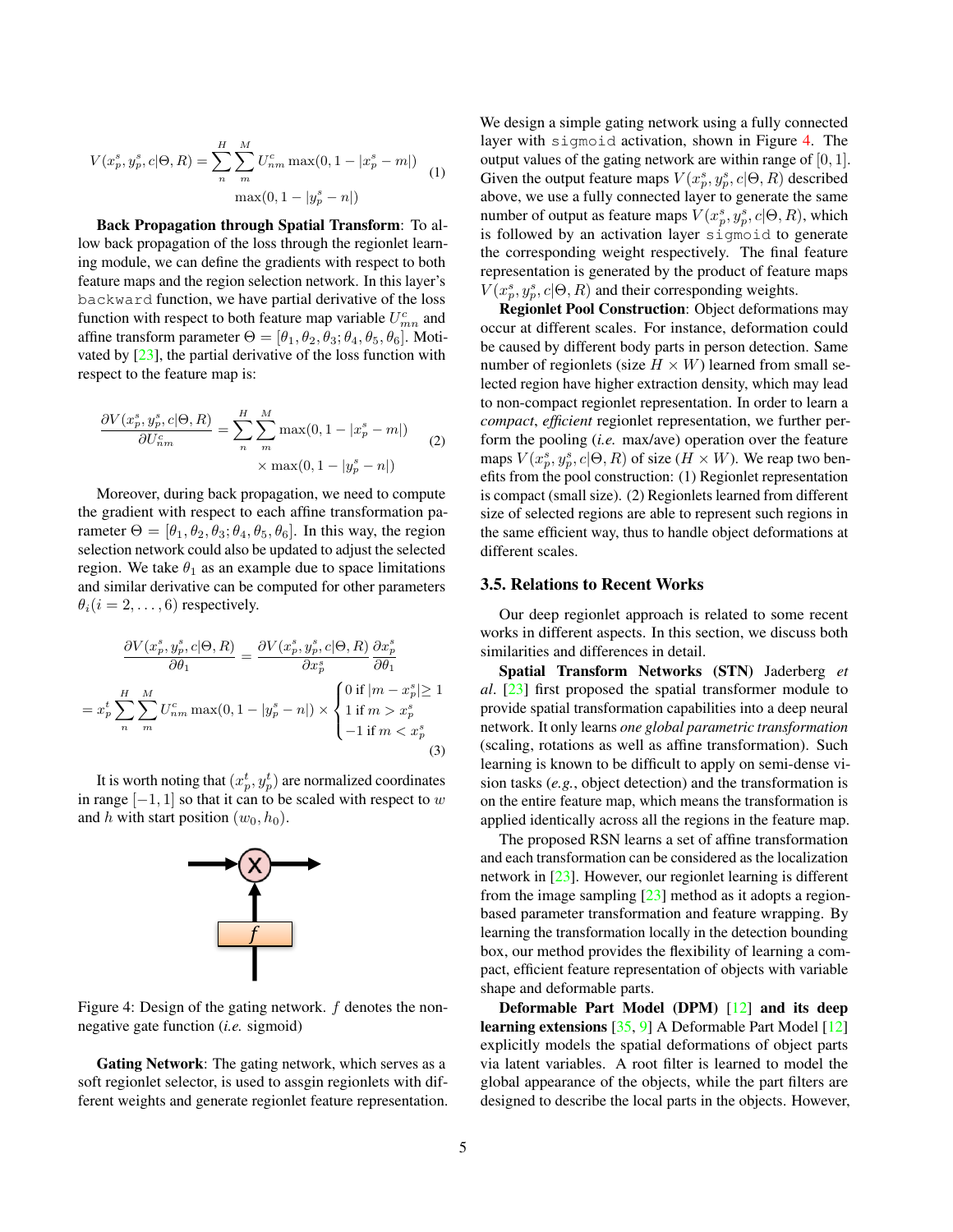$$V(x_p^s, y_p^s, c|\Theta, R) = \sum_n^H \sum_m^M U_{nm}^c \max(0, 1 - |x_p^s - m|) \max(0, 1 - |y_p^s - n|) \quad (1)$$

**Back Propagation through Spatial Transform**: To allow back propagation of the loss through the regionlet learning module, we can define the gradients with respect to both feature maps and the region selection network. In this layer's `backward` function, we have partial derivative of the loss function with respect to both feature map variable $U_{mn}^c$ and affine transform parameter $\Theta = [\theta_1, \theta_2, \theta_3; \theta_4, \theta_5, \theta_6]$. Motivated by [23], the partial derivative of the loss function with respect to the feature map is:

$$\frac{\partial V(x_p^s, y_p^s, c|\Theta, R)}{\partial U_{nm}^c} = \sum_n^H \sum_m^M \max(0, 1 - |x_p^s - m|) \times \max(0, 1 - |y_p^s - n|) \quad (2)$$

Moreover, during back propagation, we need to compute the gradient with respect to each affine transformation parameter $\Theta = [\theta_1, \theta_2, \theta_3; \theta_4, \theta_5, \theta_6]$. In this way, the region selection network could also be updated to adjust the selected region. We take $\theta_1$ as an example due to space limitations and similar derivative can be computed for other parameters $\theta_i (i = 2, \ldots, 6)$ respectively.

$$\frac{\partial V(x_p^s, y_p^s, c|\Theta, R)}{\partial \theta_1} = \frac{\partial V(x_p^s, y_p^s, c|\Theta, R)}{\partial x_p^s} \frac{\partial x_p^s}{\partial \theta_1}$$
$$= x_p^t \sum_n^H \sum_m^M U_{nm}^c \max(0, 1 - |y_p^s - n|) \times \begin{cases} 0 \text{ if } |m - x_p^s| \geq 1 \\ 1 \text{ if } m > x_p^s \\ -1 \text{ if } m < x_p^s \end{cases} \quad (3)$$

It is worth noting that $(x_p^t, y_p^t)$ are normalized coordinates in range $[-1, 1]$ so that it can to be scaled with respect to $w$ and $h$ with start position $(w_0, h_0)$.

Figure 4: Design of the gating network. $f$ denotes the non-negative gate function (*i.e.* sigmoid)

**Gating Network**: The gating network, which serves as a soft regionlet selector, is used to assgin regionlets with different weights and generate regionlet feature representation. We design a simple gating network using a fully connected layer with `sigmoid` activation, shown in Figure 4. The output values of the gating network are within range of $[0, 1]$. Given the output feature maps $V(x_p^s, y_p^s, c|\Theta, R)$ described above, we use a fully connected layer to generate the same number of output as feature maps $V(x_p^s, y_p^s, c|\Theta, R)$, which is followed by an activation layer `sigmoid` to generate the corresponding weight respectively. The final feature representation is generated by the product of feature maps $V(x_p^s, y_p^s, c|\Theta, R)$ and their corresponding weights.

**Regionlet Pool Construction**: Object deformations may occur at different scales. For instance, deformation could be caused by different body parts in person detection. Same number of regionlets (size $H \times W$) learned from small selected region have higher extraction density, which may lead to non-compact regionlet representation. In order to learn a *compact*, *efficient* regionlet representation, we further perform the pooling (*i.e.* max/ave) operation over the feature maps $V(x_p^s, y_p^s, c|\Theta, R)$ of size $(H \times W)$. We reap two benefits from the pool construction: (1) Regionlet representation is compact (small size). (2) Regionlets learned from different size of selected regions are able to represent such regions in the same efficient way, thus to handle object deformations at different scales.

### 3.5. Relations to Recent Works

Our deep regionlet approach is related to some recent works in different aspects. In this section, we discuss both similarities and differences in detail.

**Spatial Transform Networks (STN)** Jaderberg *et al.* [23] first proposed the spatial transformer module to provide spatial transformation capabilities into a deep neural network. It only learns *one global parametric transformation* (scaling, rotations as well as affine transformation). Such learning is known to be difficult to apply on semi-dense vision tasks (*e.g.*, object detection) and the transformation is on the entire feature map, which means the transformation is applied identically across all the regions in the feature map.

The proposed RSN learns a set of affine transformation and each transformation can be considered as the localization network in [23]. However, our regionlet learning is different from the image sampling [23] method as it adopts a region-based parameter transformation and feature wrapping. By learning the transformation locally in the detection bounding box, our method provides the flexibility of learning a compact, efficient feature representation of objects with variable shape and deformable parts.

**Deformable Part Model (DPM) [12] and its deep learning extensions [35, 9]** A Deformable Part Model [12] explicitly models the spatial deformations of object parts via latent variables. A root filter is learned to model the global appearance of the objects, while the part filters are designed to describe the local parts in the objects. However,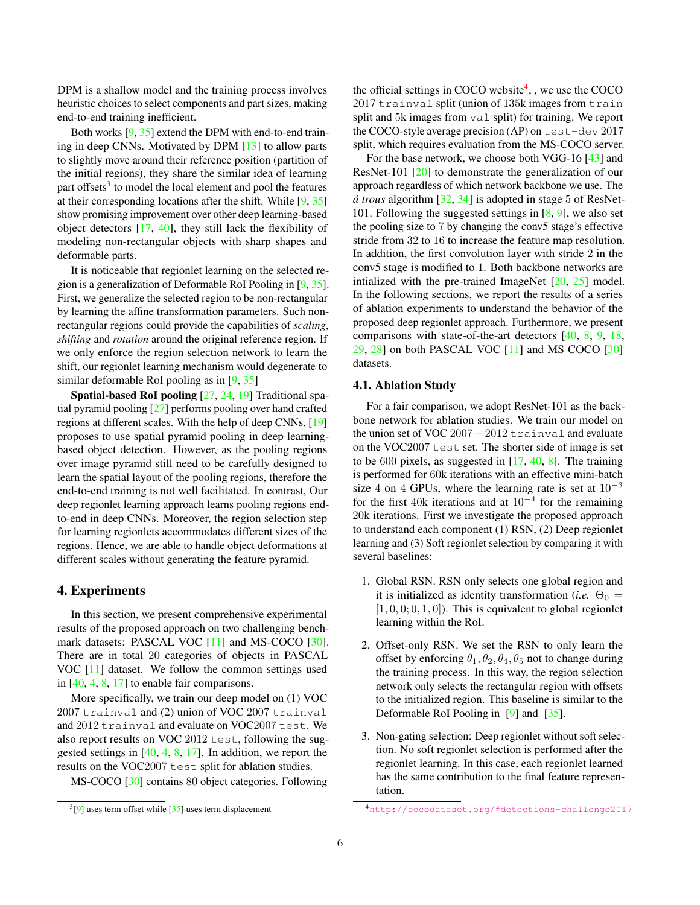DPM is a shallow model and the training process involves heuristic choices to select components and part sizes, making end-to-end training inefficient.

Both works [9, 35] extend the DPM with end-to-end training in deep CNNs. Motivated by DPM [13] to allow parts to slightly move around their reference position (partition of the initial regions), they share the similar idea of learning part offsets[3] to model the local element and pool the features at their corresponding locations after the shift. While [9, 35] show promising improvement over other deep learning-based object detectors [17, 40], they still lack the flexibility of modeling non-rectangular objects with sharp shapes and deformable parts.

It is noticeable that regionlet learning on the selected region is a generalization of Deformable RoI Pooling in [9, 35]. First, we generalize the selected region to be non-rectangular by learning the affine transformation parameters. Such non-rectangular regions could provide the capabilities of *scaling*, *shifting* and *rotation* around the original reference region. If we only enforce the region selection network to learn the shift, our regionlet learning mechanism would degenerate to similar deformable RoI pooling as in [9, 35]

**Spatial-based RoI pooling** [27, 24, 19] Traditional spatial pyramid pooling [27] performs pooling over hand crafted regions at different scales. With the help of deep CNNs, [19] proposes to use spatial pyramid pooling in deep learning-based object detection. However, as the pooling regions over image pyramid still need to be carefully designed to learn the spatial layout of the pooling regions, therefore the end-to-end training is not well facilitated. In contrast, Our deep regionlet learning approach learns pooling regions end-to-end in deep CNNs. Moreover, the region selection step for learning regionlets accommodates different sizes of the regions. Hence, we are able to handle object deformations at different scales without generating the feature pyramid.

## 4. Experiments

In this section, we present comprehensive experimental results of the proposed approach on two challenging benchmark datasets: PASCAL VOC [11] and MS-COCO [30]. There are in total 20 categories of objects in PASCAL VOC [11] dataset. We follow the common settings used in [40, 4, 8, 17] to enable fair comparisons.

More specifically, we train our deep model on (1) VOC 2007 `trainval` and (2) union of VOC 2007 `trainval` and 2012 `trainval` and evaluate on VOC2007 `test`. We also report results on VOC 2012 `test`, following the suggested settings in [40, 4, 8, 17]. In addition, we report the results on the VOC2007 `test` split for ablation studies.

MS-COCO [30] contains 80 object categories. Following the official settings in COCO website[4], , we use the COCO 2017 `trainval` split (union of 135k images from `train` split and 5k images from `val` split) for training. We report the COCO-style average precision (AP) on `test-dev` 2017 split, which requires evaluation from the MS-COCO server.

For the base network, we choose both VGG-16 [43] and ResNet-101 [20] to demonstrate the generalization of our approach regardless of which network backbone we use. The *á trous* algorithm [32, 34] is adopted in stage 5 of ResNet-101. Following the suggested settings in [8, 9], we also set the pooling size to 7 by changing the conv5 stage's effective stride from 32 to 16 to increase the feature map resolution. In addition, the first convolution layer with stride 2 in the conv5 stage is modified to 1. Both backbone networks are intialized with the pre-trained ImageNet [20, 25] model. In the following sections, we report the results of a series of ablation experiments to understand the behavior of the proposed deep regionlet approach. Furthermore, we present comparisons with state-of-the-art detectors [40, 8, 9, 18, 29, 28] on both PASCAL VOC [11] and MS COCO [30] datasets.

### 4.1. Ablation Study

For a fair comparison, we adopt ResNet-101 as the backbone network for ablation studies. We train our model on the union set of VOC $2007 + 2012$ `trainval` and evaluate on the VOC2007 `test` set. The shorter side of image is set to be 600 pixels, as suggested in [17, 40, 8]. The training is performed for 60k iterations with an effective mini-batch size 4 on 4 GPUs, where the learning rate is set at $10^{-3}$ for the first 40k iterations and at $10^{-4}$ for the remaining 20k iterations. First we investigate the proposed approach to understand each component (1) RSN, (2) Deep regionlet learning and (3) Soft regionlet selection by comparing it with several baselines:

1. Global RSN. RSN only selects one global region and it is initialized as identity transformation (*i.e.* $\Theta_0 = [1, 0, 0; 0, 1, 0]$). This is equivalent to global regionlet learning within the RoI.

2. Offset-only RSN. We set the RSN to only learn the offset by enforcing $\theta_1, \theta_2, \theta_4, \theta_5$ not to change during the training process. In this way, the region selection network only selects the rectangular region with offsets to the initialized region. This baseline is similar to the Deformable RoI Pooling in [9] and [35].

3. Non-gating selection: Deep regionlet without soft selection. No soft regionlet selection is performed after the regionlet learning. In this case, each regionlet learned has the same contribution to the final feature representation.

---

[3] [9] uses term offset while [35] uses term displacement

[4] http://cocodataset.org/#detections-challenge2017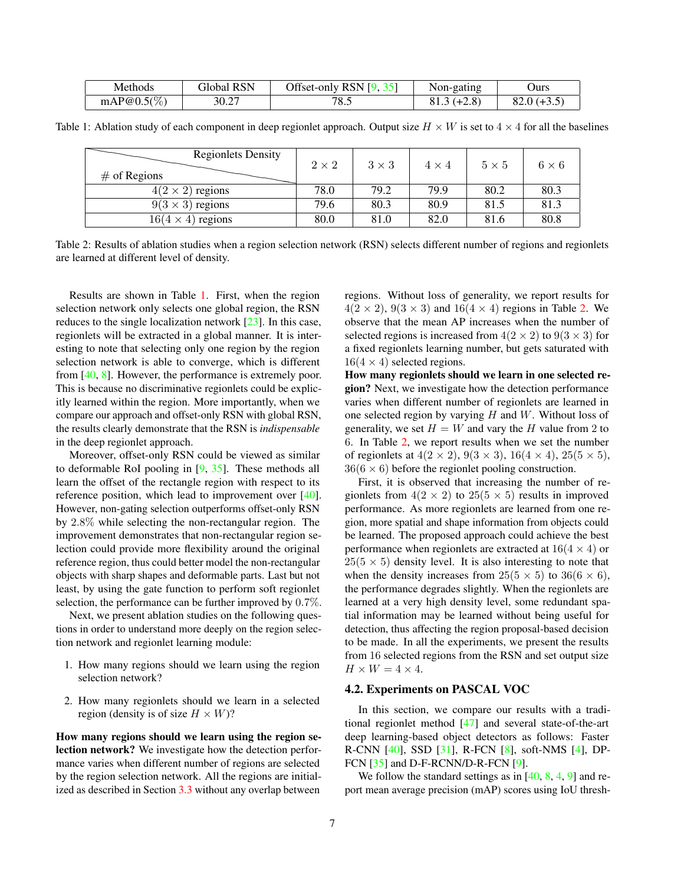| Methods | Global RSN | Offset-only RSN [9, 35] | Non-gating | Ours |
|---|---|---|---|---|
| mAP@0.5(%) | 30.27 | 78.5 | 81.3 (+2.8) | 82.0 (+3.5) |

Table 1: Ablation study of each component in deep regionlet approach. Output size $H \times W$ is set to $4 \times 4$ for all the baselines

| Regionlets Density / # of Regions | $2 \times 2$ | $3 \times 3$ | $4 \times 4$ | $5 \times 5$ | $6 \times 6$ |
|---|---|---|---|---|---|
| $4(2 \times 2)$ regions | 78.0 | 79.2 | 79.9 | 80.2 | 80.3 |
| $9(3 \times 3)$ regions | 79.6 | 80.3 | 80.9 | 81.5 | 81.3 |
| $16(4 \times 4)$ regions | 80.0 | 81.0 | 82.0 | 81.6 | 80.8 |

Table 2: Results of ablation studies when a region selection network (RSN) selects different number of regions and regionlets are learned at different level of density.

Results are shown in Table 1. First, when the region selection network only selects one global region, the RSN reduces to the single localization network [23]. In this case, regionlets will be extracted in a global manner. It is interesting to note that selecting only one region by the region selection network is able to converge, which is different from [40, 8]. However, the performance is extremely poor. This is because no discriminative regionlets could be explicitly learned within the region. More importantly, when we compare our approach and offset-only RSN with global RSN, the results clearly demonstrate that the RSN is *indispensable* in the deep regionlet approach.

Moreover, offset-only RSN could be viewed as similar to deformable RoI pooling in [9, 35]. These methods all learn the offset of the rectangle region with respect to its reference position, which lead to improvement over [40]. However, non-gating selection outperforms offset-only RSN by 2.8% while selecting the non-rectangular region. The improvement demonstrates that non-rectangular region selection could provide more flexibility around the original reference region, thus could better model the non-rectangular objects with sharp shapes and deformable parts. Last but not least, by using the gate function to perform soft regionlet selection, the performance can be further improved by 0.7%.

Next, we present ablation studies on the following questions in order to understand more deeply on the region selection network and regionlet learning module:

1. How many regions should we learn using the region selection network?
2. How many regionlets should we learn in a selected region (density is of size $H \times W$)?

**How many regions should we learn using the region selection network?** We investigate how the detection performance varies when different number of regions are selected by the region selection network. All the regions are initialized as described in Section 3.3 without any overlap between regions. Without loss of generality, we report results for $4(2 \times 2)$, $9(3 \times 3)$ and $16(4 \times 4)$ regions in Table 2. We observe that the mean AP increases when the number of selected regions is increased from $4(2 \times 2)$ to $9(3 \times 3)$ for a fixed regionlets learning number, but gets saturated with $16(4 \times 4)$ selected regions.

**How many regionlets should we learn in one selected region?** Next, we investigate how the detection performance varies when different number of regionlets are learned in one selected region by varying $H$ and $W$. Without loss of generality, we set $H = W$ and vary the $H$ value from 2 to 6. In Table 2, we report results when we set the number of regionlets at $4(2 \times 2)$, $9(3 \times 3)$, $16(4 \times 4)$, $25(5 \times 5)$, $36(6 \times 6)$ before the regionlet pooling construction.

First, it is observed that increasing the number of regionlets from $4(2 \times 2)$ to $25(5 \times 5)$ results in improved performance. As more regionlets are learned from one region, more spatial and shape information from objects could be learned. The proposed approach could achieve the best performance when regionlets are extracted at $16(4 \times 4)$ or $25(5 \times 5)$ density level. It is also interesting to note that when the density increases from $25(5 \times 5)$ to $36(6 \times 6)$, the performance degrades slightly. When the regionlets are learned at a very high density level, some redundant spatial information may be learned without being useful for detection, thus affecting the region proposal-based decision to be made. In all the experiments, we present the results from 16 selected regions from the RSN and set output size $H \times W = 4 \times 4$.

### 4.2. Experiments on PASCAL VOC

In this section, we compare our results with a traditional regionlet method [47] and several state-of-the-art deep learning-based object detectors as follows: Faster R-CNN [40], SSD [31], R-FCN [8], soft-NMS [4], DP-FCN [35] and D-F-RCNN/D-R-FCN [9].

We follow the standard settings as in [40, 8, 4, 9] and report mean average precision (mAP) scores using IoU thresh-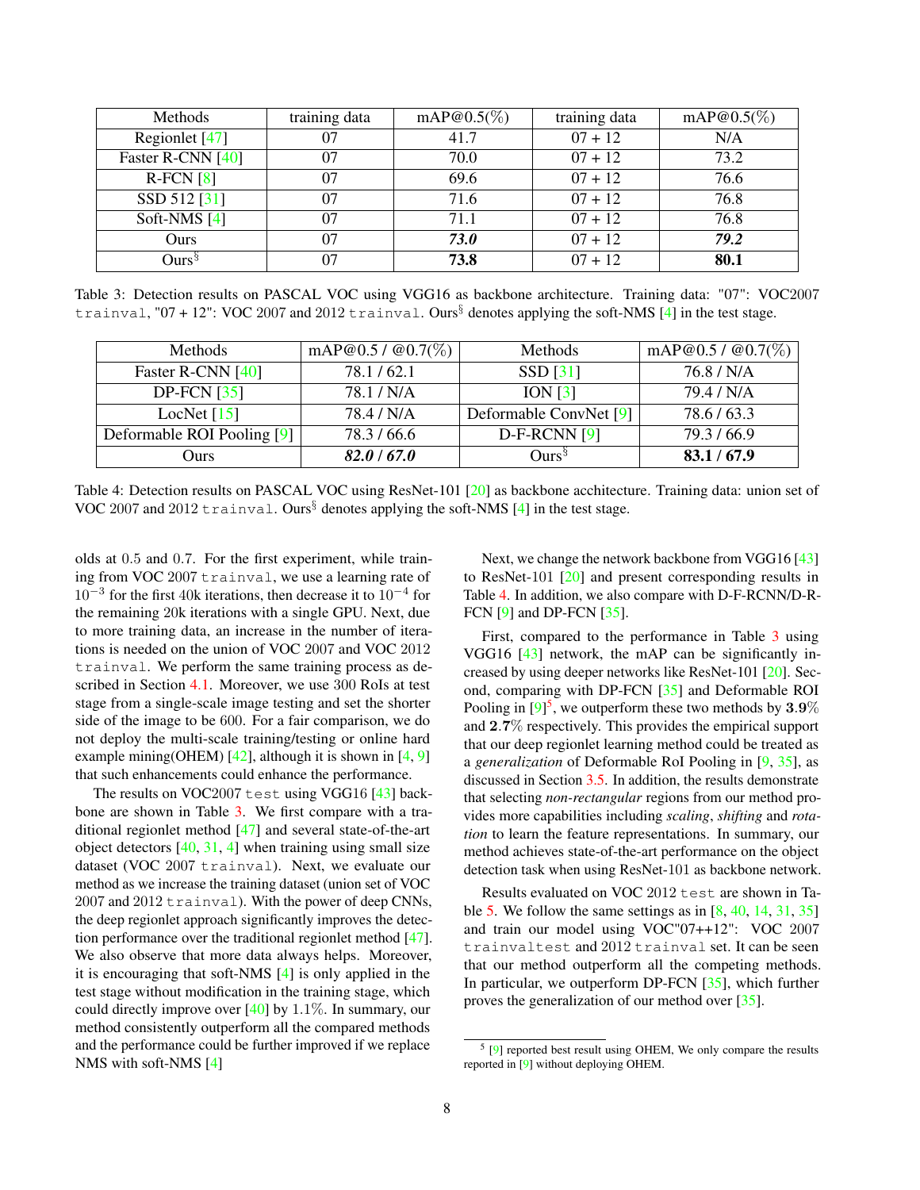| Methods | training data | mAP@0.5(%) | training data | mAP@0.5(%) |
|---|---|---|---|---|
| Regionlet [47] | 07 | 41.7 | 07 + 12 | N/A |
| Faster R-CNN [40] | 07 | 70.0 | 07 + 12 | 73.2 |
| R-FCN [8] | 07 | 69.6 | 07 + 12 | 76.6 |
| SSD 512 [31] | 07 | 71.6 | 07 + 12 | 76.8 |
| Soft-NMS [4] | 07 | 71.1 | 07 + 12 | 76.8 |
| Ours | 07 | ***73.0*** | 07 + 12 | ***79.2*** |
| Ours§ | 07 | **73.8** | 07 + 12 | **80.1** |

Table 3: Detection results on PASCAL VOC using VGG16 as backbone architecture. Training data: "07": VOC2007 trainval, "07 + 12": VOC 2007 and 2012 trainval. Ours§ denotes applying the soft-NMS [4] in the test stage.

| Methods | mAP@0.5 / @0.7(%) | Methods | mAP@0.5 / @0.7(%) |
|---|---|---|---|
| Faster R-CNN [40] | 78.1 / 62.1 | SSD [31] | 76.8 / N/A |
| DP-FCN [35] | 78.1 / N/A | ION [3] | 79.4 / N/A |
| LocNet [15] | 78.4 / N/A | Deformable ConvNet [9] | 78.6 / 63.3 |
| Deformable ROI Pooling [9] | 78.3 / 66.6 | D-F-RCNN [9] | 79.3 / 66.9 |
| Ours | ***82.0 / 67.0*** | Ours§ | **83.1 / 67.9** |

Table 4: Detection results on PASCAL VOC using ResNet-101 [20] as backbone acchitecture. Training data: union set of VOC 2007 and 2012 trainval. Ours§ denotes applying the soft-NMS [4] in the test stage.

olds at 0.5 and 0.7. For the first experiment, while training from VOC 2007 trainval, we use a learning rate of $10^{-3}$ for the first 40k iterations, then decrease it to $10^{-4}$ for the remaining 20k iterations with a single GPU. Next, due to more training data, an increase in the number of iterations is needed on the union of VOC 2007 and VOC 2012 trainval. We perform the same training process as described in Section 4.1. Moreover, we use 300 RoIs at test stage from a single-scale image testing and set the shorter side of the image to be 600. For a fair comparison, we do not deploy the multi-scale training/testing or online hard example mining(OHEM) [42], although it is shown in [4, 9] that such enhancements could enhance the performance.

The results on VOC2007 test using VGG16 [43] backbone are shown in Table 3. We first compare with a traditional regionlet method [47] and several state-of-the-art object detectors [40, 31, 4] when training using small size dataset (VOC 2007 trainval). Next, we evaluate our method as we increase the training dataset (union set of VOC 2007 and 2012 trainval). With the power of deep CNNs, the deep regionlet approach significantly improves the detection performance over the traditional regionlet method [47]. We also observe that more data always helps. Moreover, it is encouraging that soft-NMS [4] is only applied in the test stage without modification in the training stage, which could directly improve over [40] by 1.1%. In summary, our method consistently outperform all the compared methods and the performance could be further improved if we replace NMS with soft-NMS [4]

Next, we change the network backbone from VGG16 [43] to ResNet-101 [20] and present corresponding results in Table 4. In addition, we also compare with D-F-RCNN/D-R-FCN [9] and DP-FCN [35].

First, compared to the performance in Table 3 using VGG16 [43] network, the mAP can be significantly increased by using deeper networks like ResNet-101 [20]. Second, comparing with DP-FCN [35] and Deformable ROI Pooling in [9][5], we outperform these two methods by **3.9**% and **2.7**% respectively. This provides the empirical support that our deep regionlet learning method could be treated as a *generalization* of Deformable RoI Pooling in [9, 35], as discussed in Section 3.5. In addition, the results demonstrate that selecting *non-rectangular* regions from our method provides more capabilities including *scaling*, *shifting* and *rotation* to learn the feature representations. In summary, our method achieves state-of-the-art performance on the object detection task when using ResNet-101 as backbone network.

Results evaluated on VOC 2012 test are shown in Table 5. We follow the same settings as in [8, 40, 14, 31, 35] and train our model using VOC"07++12": VOC 2007 trainvaltest and 2012 trainval set. It can be seen that our method outperform all the competing methods. In particular, we outperform DP-FCN [35], which further proves the generalization of our method over [35].

[5] [9] reported best result using OHEM, We only compare the results reported in [9] without deploying OHEM.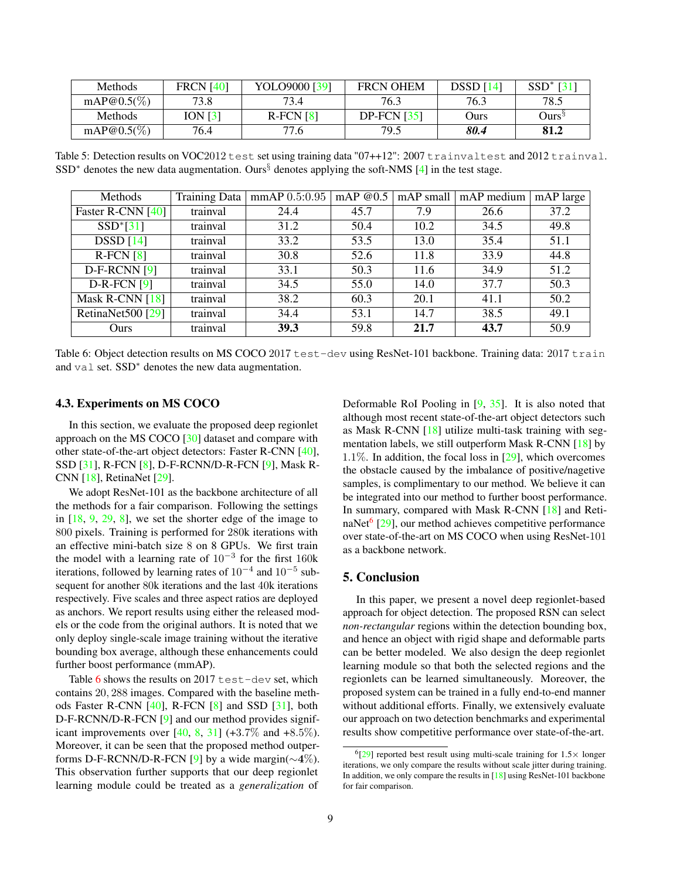| Methods | FRCN [40] | YOLO9000 [39] | FRCN OHEM | DSSD [14] | SSD* [31] |
|---|---|---|---|---|---|
| mAP@0.5(%) | 73.8 | 73.4 | 76.3 | 76.3 | 78.5 |
| Methods | ION [3] | R-FCN [8] | DP-FCN [35] | Ours | Ours§ |
| mAP@0.5(%) | 76.4 | 77.6 | 79.5 | ***80.4*** | **81.2** |

Table 5: Detection results on VOC2012 `test` set using training data "07++12": 2007 `trainvaltest` and 2012 `trainval`. SSD* denotes the new data augmentation. Ours§ denotes applying the soft-NMS [4] in the test stage.

| Methods | Training Data | mmAP 0.5:0.95 | mAP @0.5 | mAP small | mAP medium | mAP large |
|---|---|---|---|---|---|---|
| Faster R-CNN [40] | trainval | 24.4 | 45.7 | 7.9 | 26.6 | 37.2 |
| SSD*[31] | trainval | 31.2 | 50.4 | 10.2 | 34.5 | 49.8 |
| DSSD [14] | trainval | 33.2 | 53.5 | 13.0 | 35.4 | 51.1 |
| R-FCN [8] | trainval | 30.8 | 52.6 | 11.8 | 33.9 | 44.8 |
| D-F-RCNN [9] | trainval | 33.1 | 50.3 | 11.6 | 34.9 | 51.2 |
| D-R-FCN [9] | trainval | 34.5 | 55.0 | 14.0 | 37.7 | 50.3 |
| Mask R-CNN [18] | trainval | 38.2 | 60.3 | 20.1 | 41.1 | 50.2 |
| RetinaNet500 [29] | trainval | 34.4 | 53.1 | 14.7 | 38.5 | 49.1 |
| Ours | trainval | **39.3** | 59.8 | **21.7** | **43.7** | 50.9 |

Table 6: Object detection results on MS COCO 2017 `test-dev` using ResNet-101 backbone. Training data: 2017 `train` and `val` set. SSD* denotes the new data augmentation.

### 4.3. Experiments on MS COCO

In this section, we evaluate the proposed deep regionlet approach on the MS COCO [30] dataset and compare with other state-of-the-art object detectors: Faster R-CNN [40], SSD [31], R-FCN [8], D-F-RCNN/D-R-FCN [9], Mask R-CNN [18], RetinaNet [29].

We adopt ResNet-101 as the backbone architecture of all the methods for a fair comparison. Following the settings in [18, 9, 29, 8], we set the shorter edge of the image to 800 pixels. Training is performed for 280k iterations with an effective mini-batch size 8 on 8 GPUs. We first train the model with a learning rate of $10^{-3}$ for the first 160k iterations, followed by learning rates of $10^{-4}$ and $10^{-5}$ subsequent for another 80k iterations and the last 40k iterations respectively. Five scales and three aspect ratios are deployed as anchors. We report results using either the released models or the code from the original authors. It is noted that we only deploy single-scale image training without the iterative bounding box average, although these enhancements could further boost performance (mmAP).

Table 6 shows the results on 2017 `test-dev` set, which contains 20,288 images. Compared with the baseline methods Faster R-CNN [40], R-FCN [8] and SSD [31], both D-F-RCNN/D-R-FCN [9] and our method provides significant improvements over [40, 8, 31] (+3.7% and +8.5%). Moreover, it can be seen that the proposed method outperforms D-F-RCNN/D-R-FCN [9] by a wide margin($\sim$4%). This observation further supports that our deep regionlet learning module could be treated as a *generalization* of Deformable RoI Pooling in [9, 35]. It is also noted that although most recent state-of-the-art object detectors such as Mask R-CNN [18] utilize multi-task training with segmentation labels, we still outperform Mask R-CNN [18] by 1.1%. In addition, the focal loss in [29], which overcomes the obstacle caused by the imbalance of positive/nagetive samples, is complimentary to our method. We believe it can be integrated into our method to further boost performance. In summary, compared with Mask R-CNN [18] and RetinaNet[6] [29], our method achieves competitive performance over state-of-the-art on MS COCO when using ResNet-101 as a backbone network.

## 5. Conclusion

In this paper, we present a novel deep regionlet-based approach for object detection. The proposed RSN can select *non-rectangular* regions within the detection bounding box, and hence an object with rigid shape and deformable parts can be better modeled. We also design the deep regionlet learning module so that both the selected regions and the regionlets can be learned simultaneously. Moreover, the proposed system can be trained in a fully end-to-end manner without additional efforts. Finally, we extensively evaluate our approach on two detection benchmarks and experimental results show competitive performance over state-of-the-art.

[6][29] reported best result using multi-scale training for 1.5× longer iterations, we only compare the results without scale jitter during training. In addition, we only compare the results in [18] using ResNet-101 backbone for fair comparison.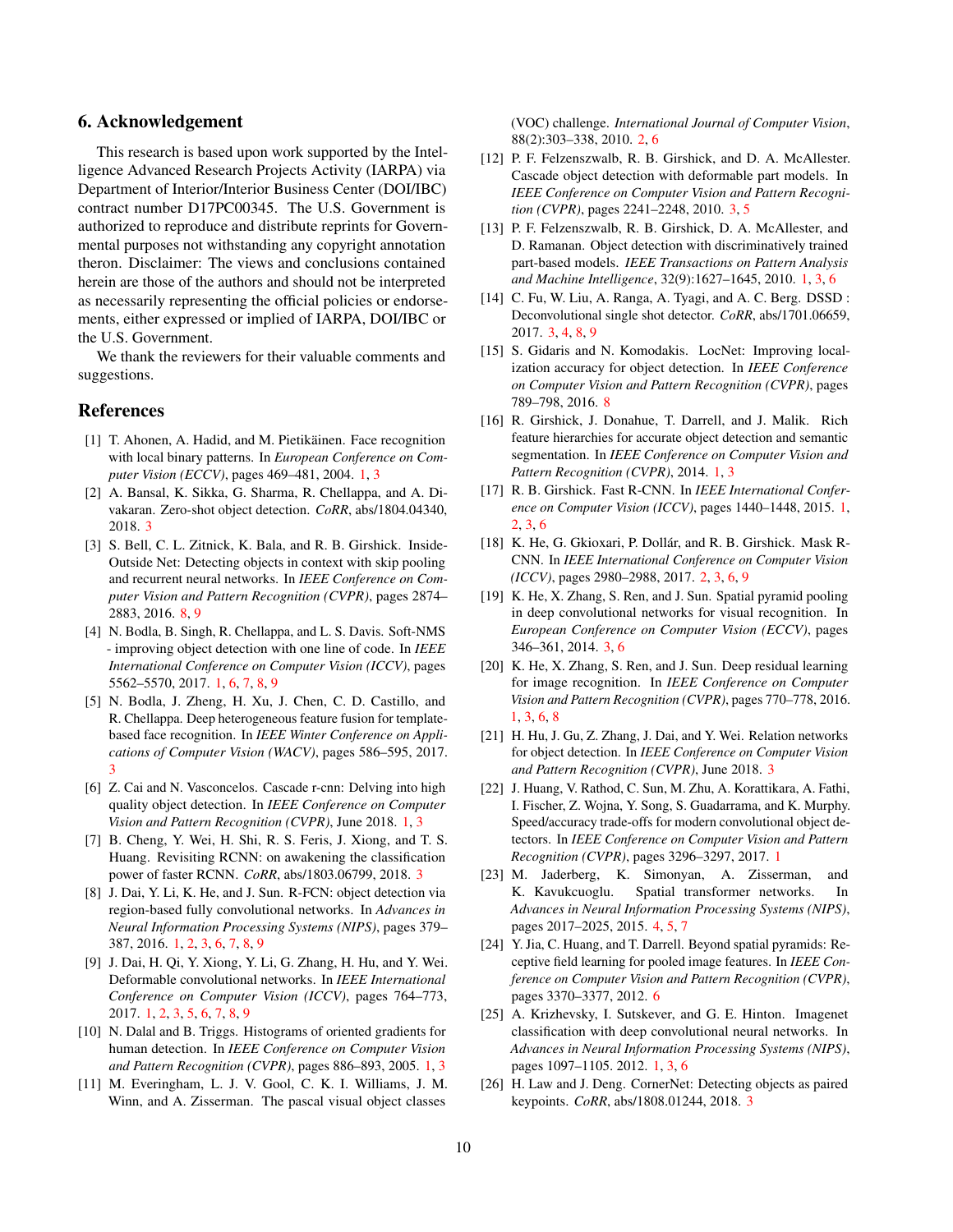## 6. Acknowledgement

This research is based upon work supported by the Intelligence Advanced Research Projects Activity (IARPA) via Department of Interior/Interior Business Center (DOI/IBC) contract number D17PC00345. The U.S. Government is authorized to reproduce and distribute reprints for Governmental purposes not withstanding any copyright annotation theron. Disclaimer: The views and conclusions contained herein are those of the authors and should not be interpreted as necessarily representing the official policies or endorsements, either expressed or implied of IARPA, DOI/IBC or the U.S. Government.

We thank the reviewers for their valuable comments and suggestions.

## References

[1] T. Ahonen, A. Hadid, and M. Pietikäinen. Face recognition with local binary patterns. In *European Conference on Computer Vision (ECCV)*, pages 469–481, 2004. 1, 3

[2] A. Bansal, K. Sikka, G. Sharma, R. Chellappa, and A. Divakaran. Zero-shot object detection. *CoRR*, abs/1804.04340, 2018. 3

[3] S. Bell, C. L. Zitnick, K. Bala, and R. B. Girshick. Inside-Outside Net: Detecting objects in context with skip pooling and recurrent neural networks. In *IEEE Conference on Computer Vision and Pattern Recognition (CVPR)*, pages 2874–2883, 2016. 8, 9

[4] N. Bodla, B. Singh, R. Chellappa, and L. S. Davis. Soft-NMS - improving object detection with one line of code. In *IEEE International Conference on Computer Vision (ICCV)*, pages 5562–5570, 2017. 1, 6, 7, 8, 9

[5] N. Bodla, J. Zheng, H. Xu, J. Chen, C. D. Castillo, and R. Chellappa. Deep heterogeneous feature fusion for template-based face recognition. In *IEEE Winter Conference on Applications of Computer Vision (WACV)*, pages 586–595, 2017. 3

[6] Z. Cai and N. Vasconcelos. Cascade r-cnn: Delving into high quality object detection. In *IEEE Conference on Computer Vision and Pattern Recognition (CVPR)*, June 2018. 1, 3

[7] B. Cheng, Y. Wei, H. Shi, R. S. Feris, J. Xiong, and T. S. Huang. Revisiting RCNN: on awakening the classification power of faster RCNN. *CoRR*, abs/1803.06799, 2018. 3

[8] J. Dai, Y. Li, K. He, and J. Sun. R-FCN: object detection via region-based fully convolutional networks. In *Advances in Neural Information Processing Systems (NIPS)*, pages 379–387, 2016. 1, 2, 3, 6, 7, 8, 9

[9] J. Dai, H. Qi, Y. Xiong, Y. Li, G. Zhang, H. Hu, and Y. Wei. Deformable convolutional networks. In *IEEE International Conference on Computer Vision (ICCV)*, pages 764–773, 2017. 1, 2, 3, 5, 6, 7, 8, 9

[10] N. Dalal and B. Triggs. Histograms of oriented gradients for human detection. In *IEEE Conference on Computer Vision and Pattern Recognition (CVPR)*, pages 886–893, 2005. 1, 3

[11] M. Everingham, L. J. V. Gool, C. K. I. Williams, J. M. Winn, and A. Zisserman. The pascal visual object classes (VOC) challenge. *International Journal of Computer Vision*, 88(2):303–338, 2010. 2, 6

[12] P. F. Felzenszwalb, R. B. Girshick, and D. A. McAllester. Cascade object detection with deformable part models. In *IEEE Conference on Computer Vision and Pattern Recognition (CVPR)*, pages 2241–2248, 2010. 3, 5

[13] P. F. Felzenszwalb, R. B. Girshick, D. A. McAllester, and D. Ramanan. Object detection with discriminatively trained part-based models. *IEEE Transactions on Pattern Analysis and Machine Intelligence*, 32(9):1627–1645, 2010. 1, 3, 6

[14] C. Fu, W. Liu, A. Ranga, A. Tyagi, and A. C. Berg. DSSD : Deconvolutional single shot detector. *CoRR*, abs/1701.06659, 2017. 3, 4, 8, 9

[15] S. Gidaris and N. Komodakis. LocNet: Improving localization accuracy for object detection. In *IEEE Conference on Computer Vision and Pattern Recognition (CVPR)*, pages 789–798, 2016. 8

[16] R. Girshick, J. Donahue, T. Darrell, and J. Malik. Rich feature hierarchies for accurate object detection and semantic segmentation. In *IEEE Conference on Computer Vision and Pattern Recognition (CVPR)*, 2014. 1, 3

[17] R. B. Girshick. Fast R-CNN. In *IEEE International Conference on Computer Vision (ICCV)*, pages 1440–1448, 2015. 1, 2, 3, 6

[18] K. He, G. Gkioxari, P. Dollár, and R. B. Girshick. Mask R-CNN. In *IEEE International Conference on Computer Vision (ICCV)*, pages 2980–2988, 2017. 2, 3, 6, 9

[19] K. He, X. Zhang, S. Ren, and J. Sun. Spatial pyramid pooling in deep convolutional networks for visual recognition. In *European Conference on Computer Vision (ECCV)*, pages 346–361, 2014. 3, 6

[20] K. He, X. Zhang, S. Ren, and J. Sun. Deep residual learning for image recognition. In *IEEE Conference on Computer Vision and Pattern Recognition (CVPR)*, pages 770–778, 2016. 1, 3, 6, 8

[21] H. Hu, J. Gu, Z. Zhang, J. Dai, and Y. Wei. Relation networks for object detection. In *IEEE Conference on Computer Vision and Pattern Recognition (CVPR)*, June 2018. 3

[22] J. Huang, V. Rathod, C. Sun, M. Zhu, A. Korattikara, A. Fathi, I. Fischer, Z. Wojna, Y. Song, S. Guadarrama, and K. Murphy. Speed/accuracy trade-offs for modern convolutional object detectors. In *IEEE Conference on Computer Vision and Pattern Recognition (CVPR)*, pages 3296–3297, 2017. 1

[23] M. Jaderberg, K. Simonyan, A. Zisserman, and K. Kavukcuoglu. Spatial transformer networks. In *Advances in Neural Information Processing Systems (NIPS)*, pages 2017–2025, 2015. 4, 5, 7

[24] Y. Jia, C. Huang, and T. Darrell. Beyond spatial pyramids: Receptive field learning for pooled image features. In *IEEE Conference on Computer Vision and Pattern Recognition (CVPR)*, pages 3370–3377, 2012. 6

[25] A. Krizhevsky, I. Sutskever, and G. E. Hinton. Imagenet classification with deep convolutional neural networks. In *Advances in Neural Information Processing Systems (NIPS)*, pages 1097–1105. 2012. 1, 3, 6

[26] H. Law and J. Deng. CornerNet: Detecting objects as paired keypoints. *CoRR*, abs/1808.01244, 2018. 3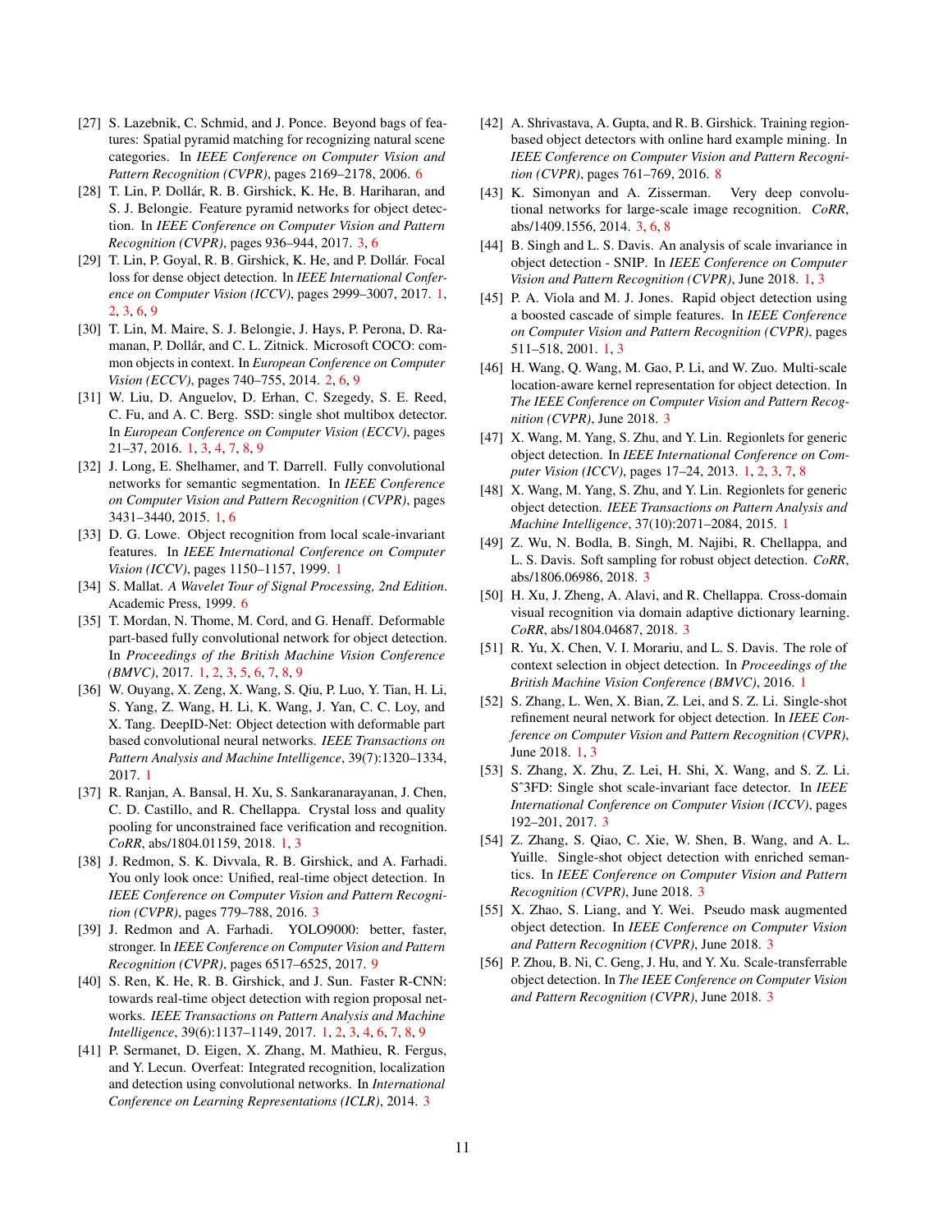[27] S. Lazebnik, C. Schmid, and J. Ponce. Beyond bags of features: Spatial pyramid matching for recognizing natural scene categories. In *IEEE Conference on Computer Vision and Pattern Recognition (CVPR)*, pages 2169–2178, 2006. 6

[28] T. Lin, P. Dollár, R. B. Girshick, K. He, B. Hariharan, and S. J. Belongie. Feature pyramid networks for object detection. In *IEEE Conference on Computer Vision and Pattern Recognition (CVPR)*, pages 936–944, 2017. 3, 6

[29] T. Lin, P. Goyal, R. B. Girshick, K. He, and P. Dollár. Focal loss for dense object detection. In *IEEE International Conference on Computer Vision (ICCV)*, pages 2999–3007, 2017. 1, 2, 3, 6, 9

[30] T. Lin, M. Maire, S. J. Belongie, J. Hays, P. Perona, D. Ramanan, P. Dollár, and C. L. Zitnick. Microsoft COCO: common objects in context. In *European Conference on Computer Vision (ECCV)*, pages 740–755, 2014. 2, 6, 9

[31] W. Liu, D. Anguelov, D. Erhan, C. Szegedy, S. E. Reed, C. Fu, and A. C. Berg. SSD: single shot multibox detector. In *European Conference on Computer Vision (ECCV)*, pages 21–37, 2016. 1, 3, 4, 7, 8, 9

[32] J. Long, E. Shelhamer, and T. Darrell. Fully convolutional networks for semantic segmentation. In *IEEE Conference on Computer Vision and Pattern Recognition (CVPR)*, pages 3431–3440, 2015. 1, 6

[33] D. G. Lowe. Object recognition from local scale-invariant features. In *IEEE International Conference on Computer Vision (ICCV)*, pages 1150–1157, 1999. 1

[34] S. Mallat. *A Wavelet Tour of Signal Processing, 2nd Edition*. Academic Press, 1999. 6

[35] T. Mordan, N. Thome, M. Cord, and G. Henaff. Deformable part-based fully convolutional network for object detection. In *Proceedings of the British Machine Vision Conference (BMVC)*, 2017. 1, 2, 3, 5, 6, 7, 8, 9

[36] W. Ouyang, X. Zeng, X. Wang, S. Qiu, P. Luo, Y. Tian, H. Li, S. Yang, Z. Wang, H. Li, K. Wang, J. Yan, C. C. Loy, and X. Tang. DeepID-Net: Object detection with deformable part based convolutional neural networks. *IEEE Transactions on Pattern Analysis and Machine Intelligence*, 39(7):1320–1334, 2017. 1

[37] R. Ranjan, A. Bansal, H. Xu, S. Sankaranarayanan, J. Chen, C. D. Castillo, and R. Chellappa. Crystal loss and quality pooling for unconstrained face verification and recognition. *CoRR*, abs/1804.01159, 2018. 1, 3

[38] J. Redmon, S. K. Divvala, R. B. Girshick, and A. Farhadi. You only look once: Unified, real-time object detection. In *IEEE Conference on Computer Vision and Pattern Recognition (CVPR)*, pages 779–788, 2016. 3

[39] J. Redmon and A. Farhadi. YOLO9000: better, faster, stronger. In *IEEE Conference on Computer Vision and Pattern Recognition (CVPR)*, pages 6517–6525, 2017. 9

[40] S. Ren, K. He, R. B. Girshick, and J. Sun. Faster R-CNN: towards real-time object detection with region proposal networks. *IEEE Transactions on Pattern Analysis and Machine Intelligence*, 39(6):1137–1149, 2017. 1, 2, 3, 4, 6, 7, 8, 9

[41] P. Sermanet, D. Eigen, X. Zhang, M. Mathieu, R. Fergus, and Y. Lecun. Overfeat: Integrated recognition, localization and detection using convolutional networks. In *International Conference on Learning Representations (ICLR)*, 2014. 3

[42] A. Shrivastava, A. Gupta, and R. B. Girshick. Training region-based object detectors with online hard example mining. In *IEEE Conference on Computer Vision and Pattern Recognition (CVPR)*, pages 761–769, 2016. 8

[43] K. Simonyan and A. Zisserman. Very deep convolutional networks for large-scale image recognition. *CoRR*, abs/1409.1556, 2014. 3, 6, 8

[44] B. Singh and L. S. Davis. An analysis of scale invariance in object detection - SNIP. In *IEEE Conference on Computer Vision and Pattern Recognition (CVPR)*, June 2018. 1, 3

[45] P. A. Viola and M. J. Jones. Rapid object detection using a boosted cascade of simple features. In *IEEE Conference on Computer Vision and Pattern Recognition (CVPR)*, pages 511–518, 2001. 1, 3

[46] H. Wang, Q. Wang, M. Gao, P. Li, and W. Zuo. Multi-scale location-aware kernel representation for object detection. In *The IEEE Conference on Computer Vision and Pattern Recognition (CVPR)*, June 2018. 3

[47] X. Wang, M. Yang, S. Zhu, and Y. Lin. Regionlets for generic object detection. In *IEEE International Conference on Computer Vision (ICCV)*, pages 17–24, 2013. 1, 2, 3, 7, 8

[48] X. Wang, M. Yang, S. Zhu, and Y. Lin. Regionlets for generic object detection. *IEEE Transactions on Pattern Analysis and Machine Intelligence*, 37(10):2071–2084, 2015. 1

[49] Z. Wu, N. Bodla, B. Singh, M. Najibi, R. Chellappa, and L. S. Davis. Soft sampling for robust object detection. *CoRR*, abs/1806.06986, 2018. 3

[50] H. Xu, J. Zheng, A. Alavi, and R. Chellappa. Cross-domain visual recognition via domain adaptive dictionary learning. *CoRR*, abs/1804.04687, 2018. 3

[51] R. Yu, X. Chen, V. I. Morariu, and L. S. Davis. The role of context selection in object detection. In *Proceedings of the British Machine Vision Conference (BMVC)*, 2016. 1

[52] S. Zhang, L. Wen, X. Bian, Z. Lei, and S. Z. Li. Single-shot refinement neural network for object detection. In *IEEE Conference on Computer Vision and Pattern Recognition (CVPR)*, June 2018. 1, 3

[53] S. Zhang, X. Zhu, Z. Lei, H. Shi, X. Wang, and S. Z. Li. S^3FD: Single shot scale-invariant face detector. In *IEEE International Conference on Computer Vision (ICCV)*, pages 192–201, 2017. 3

[54] Z. Zhang, S. Qiao, C. Xie, W. Shen, B. Wang, and A. L. Yuille. Single-shot object detection with enriched semantics. In *IEEE Conference on Computer Vision and Pattern Recognition (CVPR)*, June 2018. 3

[55] X. Zhao, S. Liang, and Y. Wei. Pseudo mask augmented object detection. In *IEEE Conference on Computer Vision and Pattern Recognition (CVPR)*, June 2018. 3

[56] P. Zhou, B. Ni, C. Geng, J. Hu, and Y. Xu. Scale-transferrable object detection. In *The IEEE Conference on Computer Vision and Pattern Recognition (CVPR)*, June 2018. 3